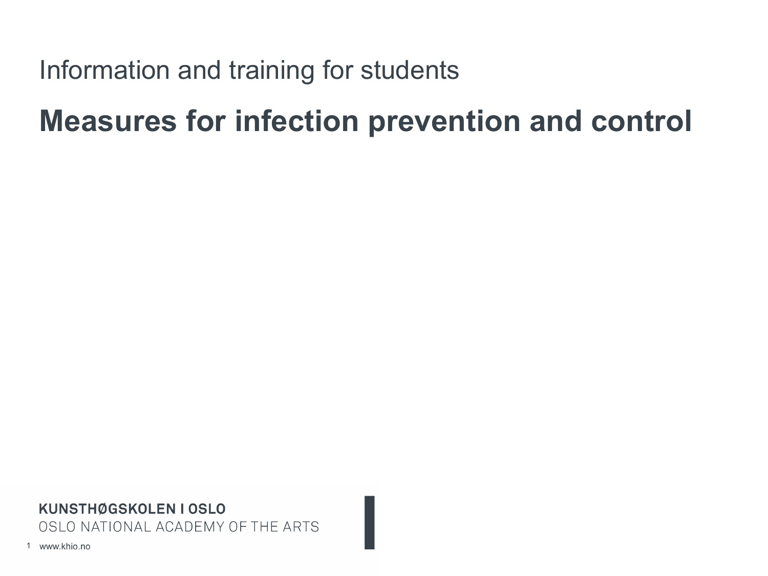Information and training for students

# Measures for infection prevention and control

KUNSTHØGSKOLEN I OSLO
OSLO NATIONAL ACADEMY OF THE ARTS

www.khio.no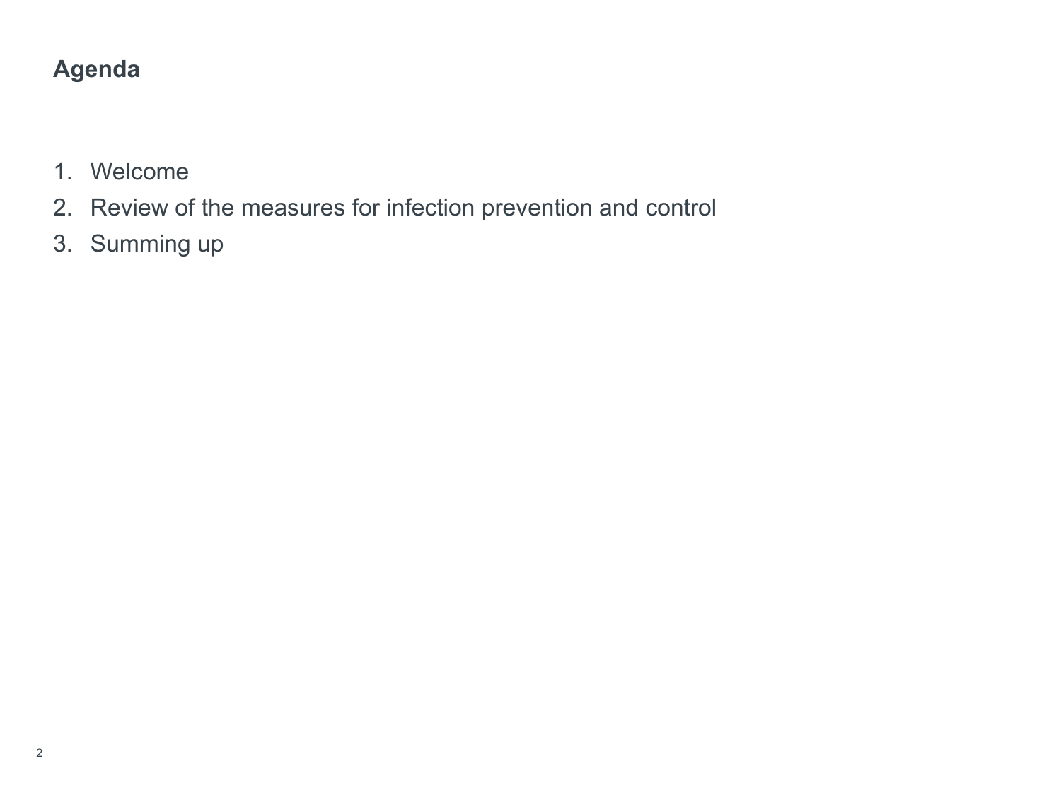## Agenda

1. Welcome
2. Review of the measures for infection prevention and control
3. Summing up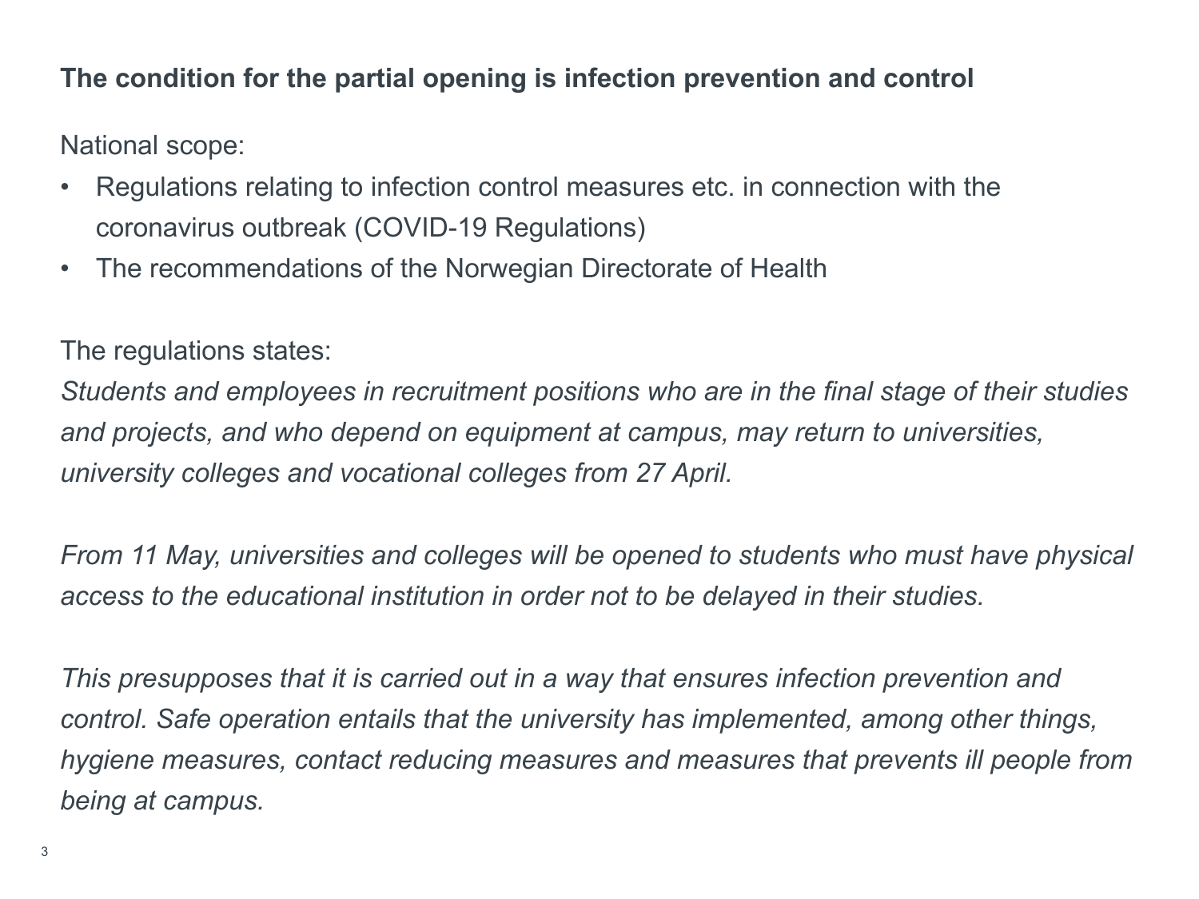## The condition for the partial opening is infection prevention and control

National scope:

- Regulations relating to infection control measures etc. in connection with the coronavirus outbreak (COVID-19 Regulations)
- The recommendations of the Norwegian Directorate of Health

The regulations states:

*Students and employees in recruitment positions who are in the final stage of their studies and projects, and who depend on equipment at campus, may return to universities, university colleges and vocational colleges from 27 April.*

*From 11 May, universities and colleges will be opened to students who must have physical access to the educational institution in order not to be delayed in their studies.*

*This presupposes that it is carried out in a way that ensures infection prevention and control. Safe operation entails that the university has implemented, among other things, hygiene measures, contact reducing measures and measures that prevents ill people from being at campus.*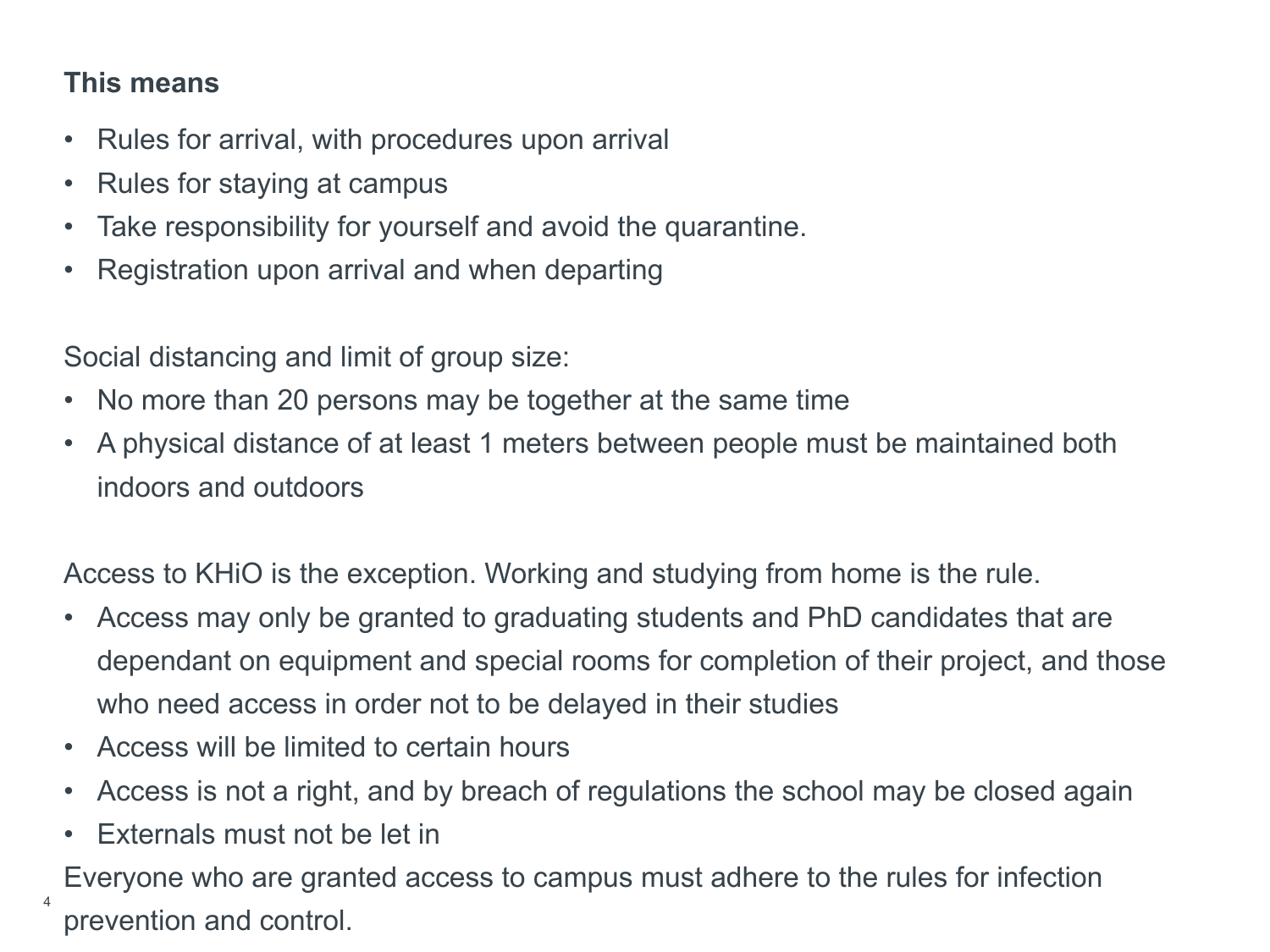**This means**

- Rules for arrival, with procedures upon arrival
- Rules for staying at campus
- Take responsibility for yourself and avoid the quarantine.
- Registration upon arrival and when departing

Social distancing and limit of group size:

- No more than 20 persons may be together at the same time
- A physical distance of at least 1 meters between people must be maintained both indoors and outdoors

Access to KHiO is the exception. Working and studying from home is the rule.

- Access may only be granted to graduating students and PhD candidates that are dependant on equipment and special rooms for completion of their project, and those who need access in order not to be delayed in their studies
- Access will be limited to certain hours
- Access is not a right, and by breach of regulations the school may be closed again
- Externals must not be let in

Everyone who are granted access to campus must adhere to the rules for infection prevention and control.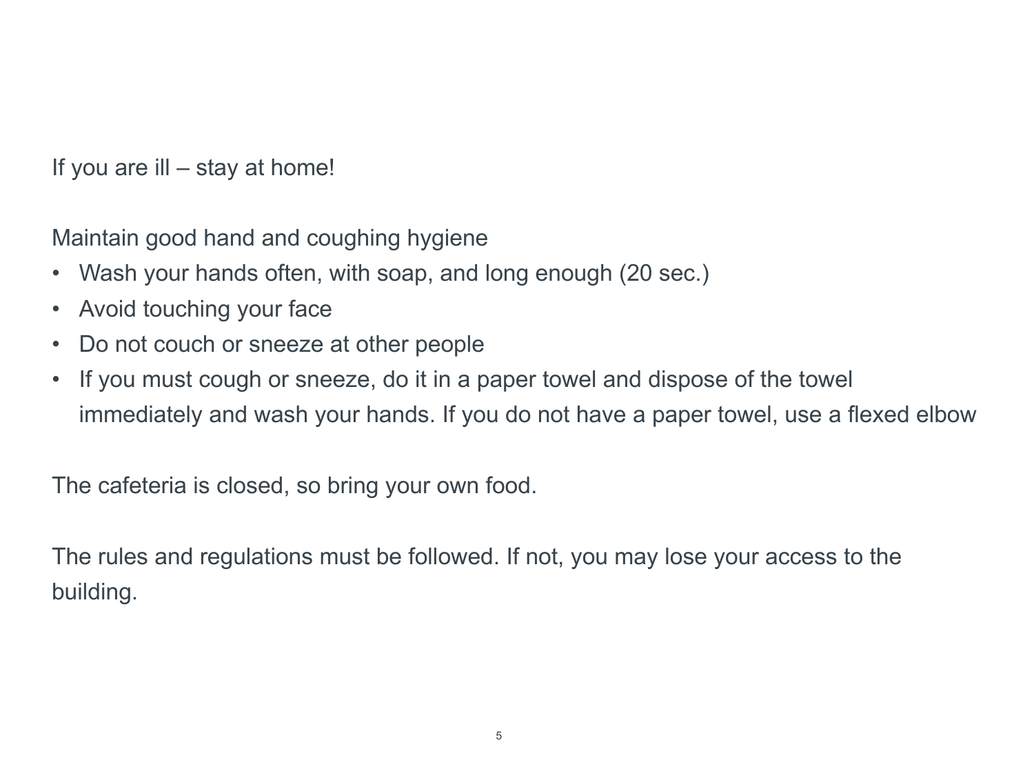If you are ill – stay at home!

Maintain good hand and coughing hygiene

- Wash your hands often, with soap, and long enough (20 sec.)
- Avoid touching your face
- Do not couch or sneeze at other people
- If you must cough or sneeze, do it in a paper towel and dispose of the towel immediately and wash your hands. If you do not have a paper towel, use a flexed elbow

The cafeteria is closed, so bring your own food.

The rules and regulations must be followed. If not, you may lose your access to the building.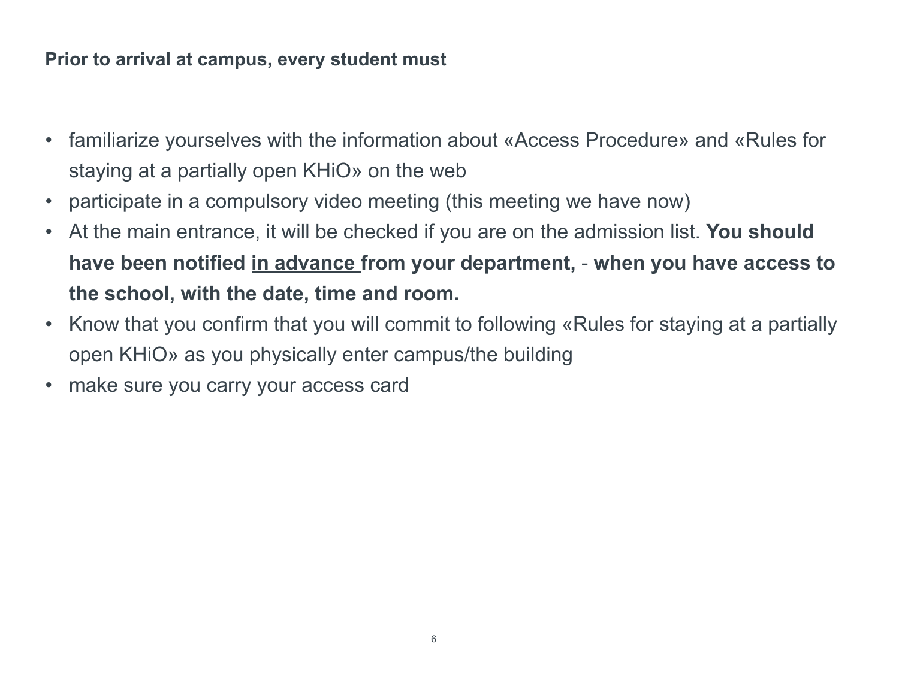**Prior to arrival at campus, every student must**

- familiarize yourselves with the information about «Access Procedure» and «Rules for staying at a partially open KHiO» on the web
- participate in a compulsory video meeting (this meeting we have now)
- At the main entrance, it will be checked if you are on the admission list. **You should have been notified <u>in advance</u> from your department,** - **when you have access to the school, with the date, time and room.**
- Know that you confirm that you will commit to following «Rules for staying at a partially open KHiO» as you physically enter campus/the building
- make sure you carry your access card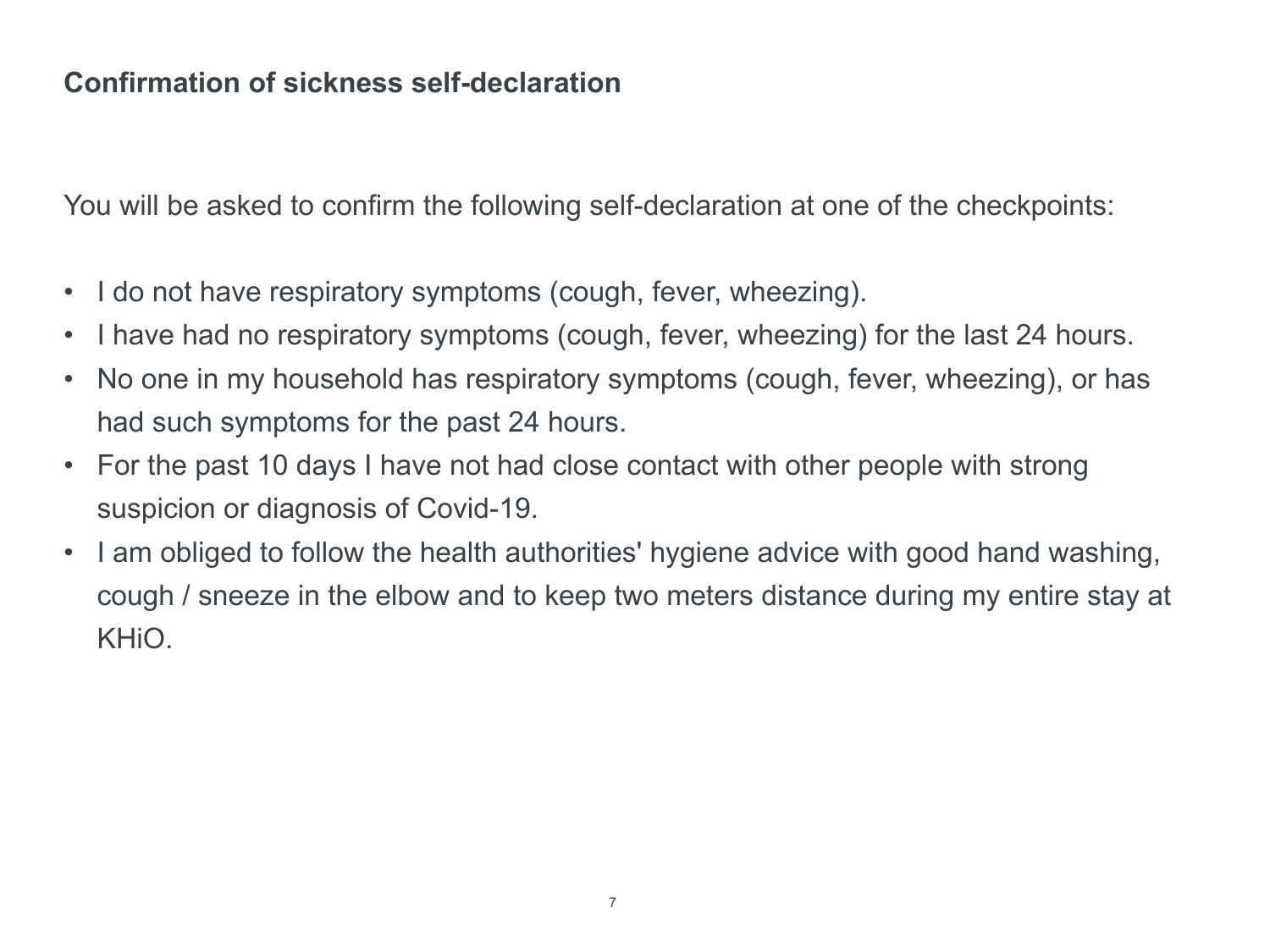## Confirmation of sickness self-declaration

You will be asked to confirm the following self-declaration at one of the checkpoints:

- I do not have respiratory symptoms (cough, fever, wheezing).
- I have had no respiratory symptoms (cough, fever, wheezing) for the last 24 hours.
- No one in my household has respiratory symptoms (cough, fever, wheezing), or has had such symptoms for the past 24 hours.
- For the past 10 days I have not had close contact with other people with strong suspicion or diagnosis of Covid-19.
- I am obliged to follow the health authorities' hygiene advice with good hand washing, cough / sneeze in the elbow and to keep two meters distance during my entire stay at KHiO.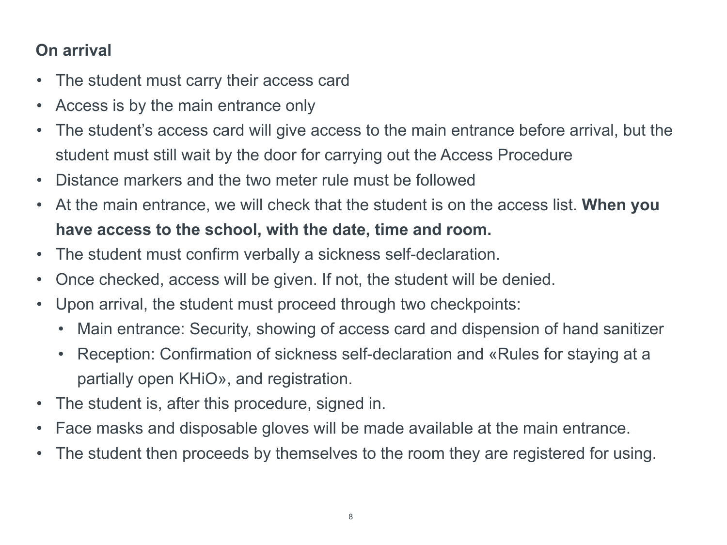**On arrival**

- The student must carry their access card
- Access is by the main entrance only
- The student's access card will give access to the main entrance before arrival, but the student must still wait by the door for carrying out the Access Procedure
- Distance markers and the two meter rule must be followed
- At the main entrance, we will check that the student is on the access list. **When you have access to the school, with the date, time and room.**
- The student must confirm verbally a sickness self-declaration.
- Once checked, access will be given. If not, the student will be denied.
- Upon arrival, the student must proceed through two checkpoints:
  - Main entrance: Security, showing of access card and dispension of hand sanitizer
  - Reception: Confirmation of sickness self-declaration and «Rules for staying at a partially open KHiO», and registration.
- The student is, after this procedure, signed in.
- Face masks and disposable gloves will be made available at the main entrance.
- The student then proceeds by themselves to the room they are registered for using.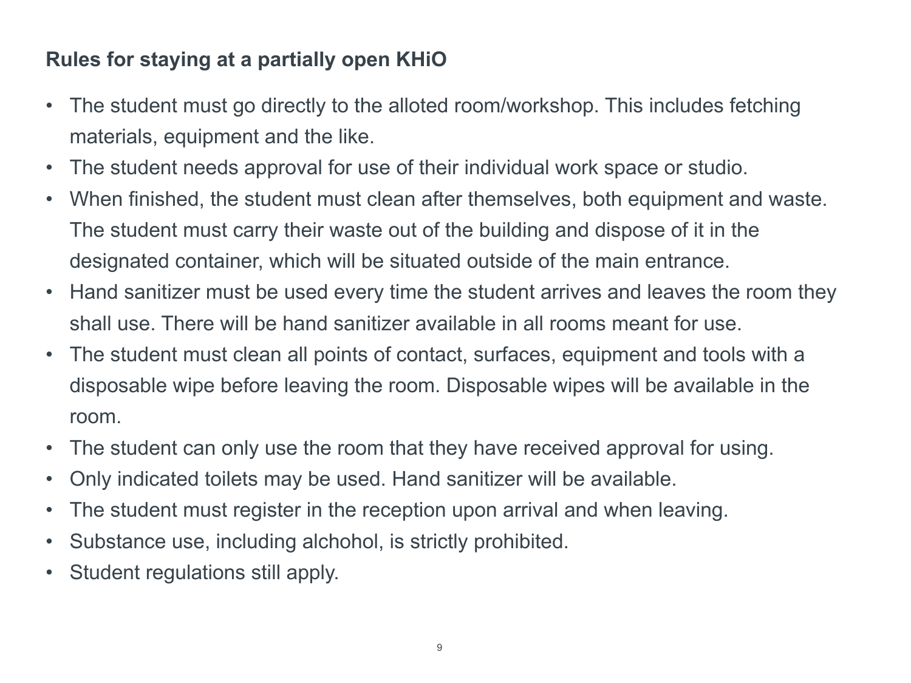**Rules for staying at a partially open KHiO**

- The student must go directly to the alloted room/workshop. This includes fetching materials, equipment and the like.
- The student needs approval for use of their individual work space or studio.
- When finished, the student must clean after themselves, both equipment and waste. The student must carry their waste out of the building and dispose of it in the designated container, which will be situated outside of the main entrance.
- Hand sanitizer must be used every time the student arrives and leaves the room they shall use. There will be hand sanitizer available in all rooms meant for use.
- The student must clean all points of contact, surfaces, equipment and tools with a disposable wipe before leaving the room. Disposable wipes will be available in the room.
- The student can only use the room that they have received approval for using.
- Only indicated toilets may be used. Hand sanitizer will be available.
- The student must register in the reception upon arrival and when leaving.
- Substance use, including alchohol, is strictly prohibited.
- Student regulations still apply.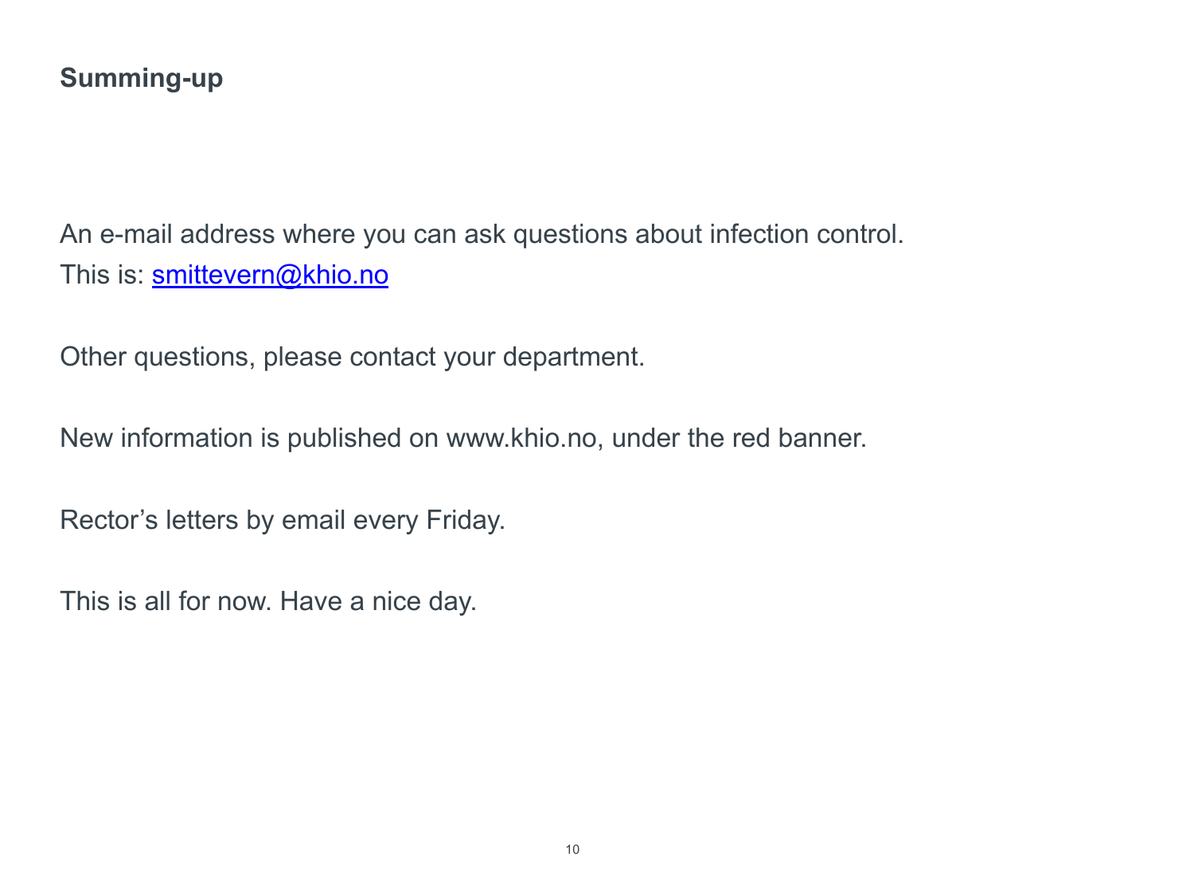## Summing-up

An e-mail address where you can ask questions about infection control.
This is: [smittevern@khio.no](mailto:smittevern@khio.no)

Other questions, please contact your department.

New information is published on www.khio.no, under the red banner.

Rector's letters by email every Friday.

This is all for now. Have a nice day.